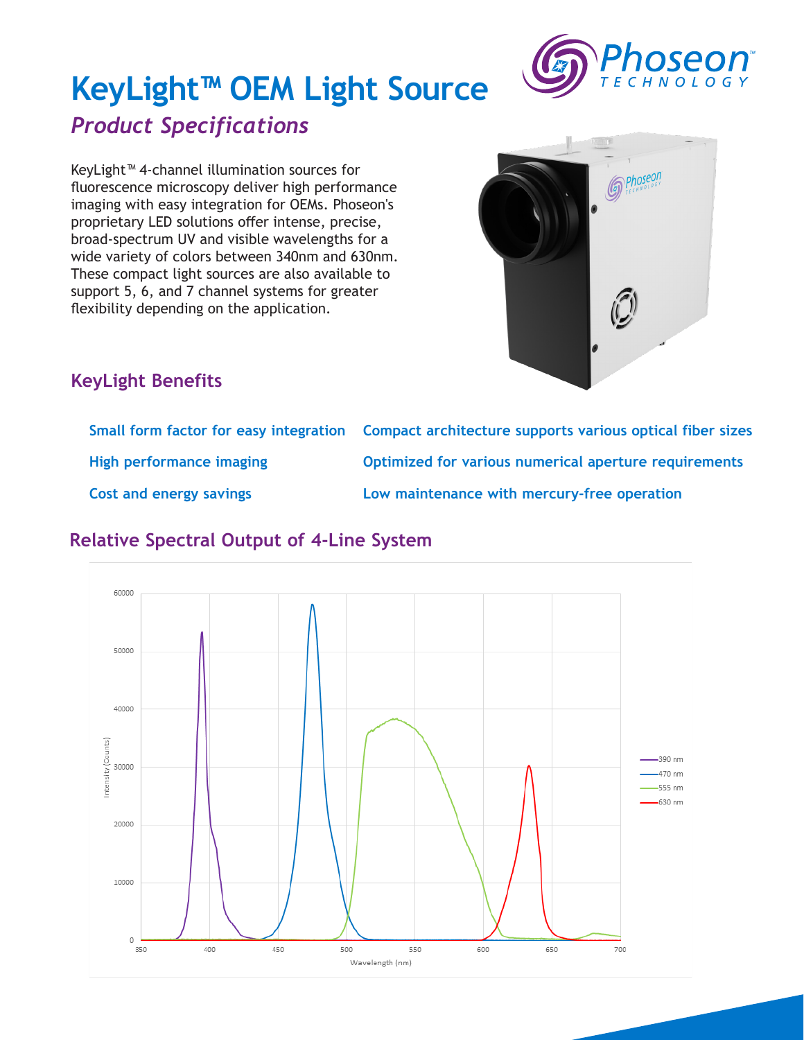# KeyLight™ OEM Light Source

## *Product Specifications*

KeyLight™ 4-channel illumination sources for fluorescence microscopy deliver high performance imaging with easy integration for OEMs. Phoseon's proprietary LED solutions offer intense, precise, broad-spectrum UV and visible wavelengths for a wide variety of colors between 340nm and 630nm. These compact light sources are also available to support 5, 6, and 7 channel systems for greater flexibility depending on the application.

## KeyLight Benefits

- **Small form factor for easy integration**
- **High performance imaging**
- **Cost and energy savings**
- **Compact architecture supports various optical fiber sizes**
- **Optimized for various numerical aperture requirements**
- **Low maintenance with mercury-free operation**

## Relative Spectral Output of 4-Line System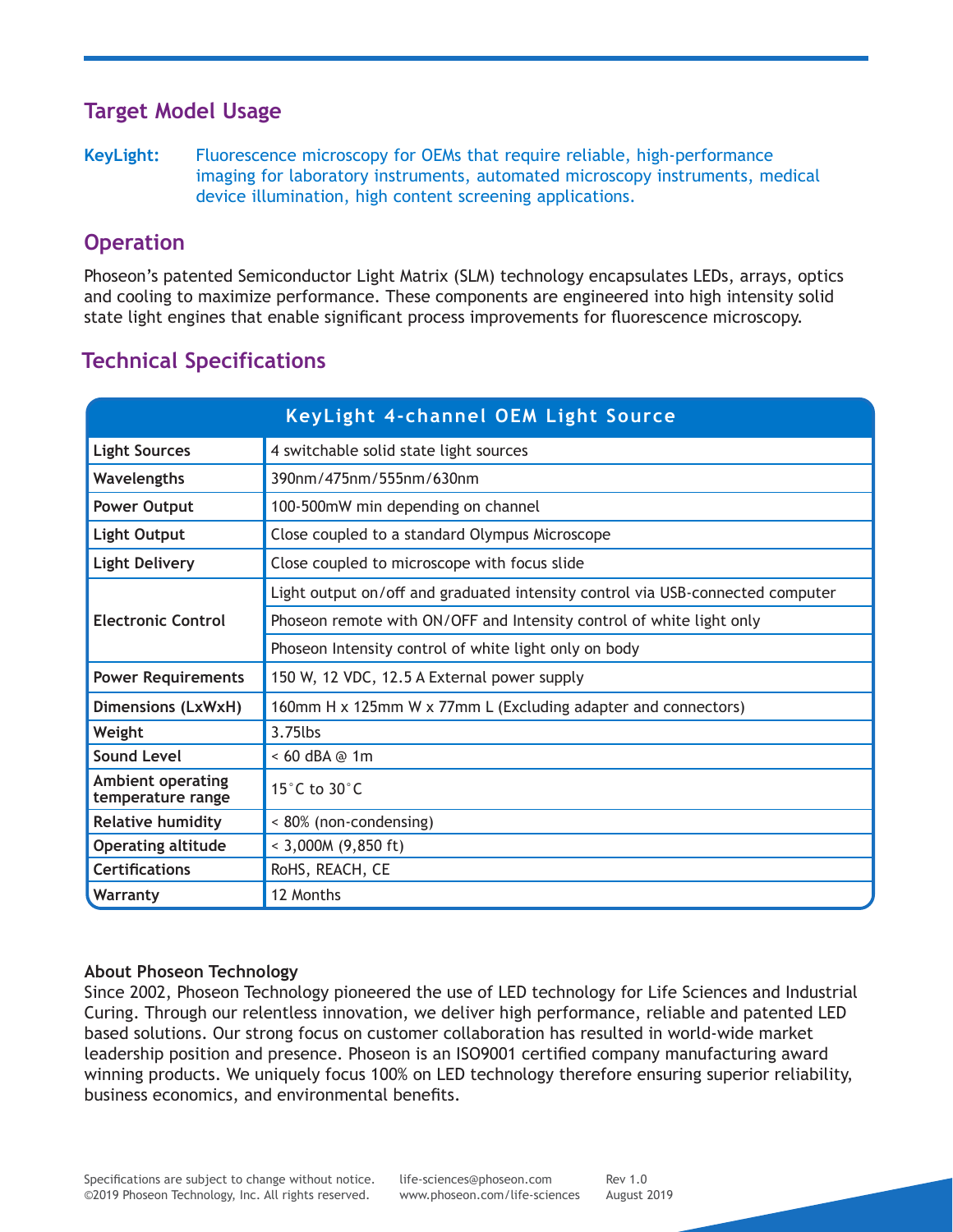## Target Model Usage

**KeyLight:** Fluorescence microscopy for OEMs that require reliable, high-performance imaging for laboratory instruments, automated microscopy instruments, medical device illumination, high content screening applications.

## Operation

Phoseon's patented Semiconductor Light Matrix (SLM) technology encapsulates LEDs, arrays, optics and cooling to maximize performance. These components are engineered into high intensity solid state light engines that enable significant process improvements for fluorescence microscopy.

## Technical Specifications

| KeyLight 4-channel OEM Light Source | |
|---|---|
| **Light Sources** | 4 switchable solid state light sources |
| **Wavelengths** | 390nm/475nm/555nm/630nm |
| **Power Output** | 100-500mW min depending on channel |
| **Light Output** | Close coupled to a standard Olympus Microscope |
| **Light Delivery** | Close coupled to microscope with focus slide |
| **Electronic Control** | Light output on/off and graduated intensity control via USB-connected computer |
| | Phoseon remote with ON/OFF and Intensity control of white light only |
| | Phoseon Intensity control of white light only on body |
| **Power Requirements** | 150 W, 12 VDC, 12.5 A External power supply |
| **Dimensions (LxWxH)** | 160mm H x 125mm W x 77mm L (Excluding adapter and connectors) |
| **Weight** | 3.75lbs |
| **Sound Level** | < 60 dBA @ 1m |
| **Ambient operating temperature range** | 15˚C to 30˚C |
| **Relative humidity** | < 80% (non-condensing) |
| **Operating altitude** | < 3,000M (9,850 ft) |
| **Certifications** | RoHS, REACH, CE |
| **Warranty** | 12 Months |

**About Phoseon Technology**

Since 2002, Phoseon Technology pioneered the use of LED technology for Life Sciences and Industrial Curing. Through our relentless innovation, we deliver high performance, reliable and patented LED based solutions. Our strong focus on customer collaboration has resulted in world-wide market leadership position and presence. Phoseon is an ISO9001 certified company manufacturing award winning products. We uniquely focus 100% on LED technology therefore ensuring superior reliability, business economics, and environmental benefits.

Specifications are subject to change without notice.
©2019 Phoseon Technology, Inc. All rights reserved.

life-sciences@phoseon.com
www.phoseon.com/life-sciences

Rev 1.0
August 2019